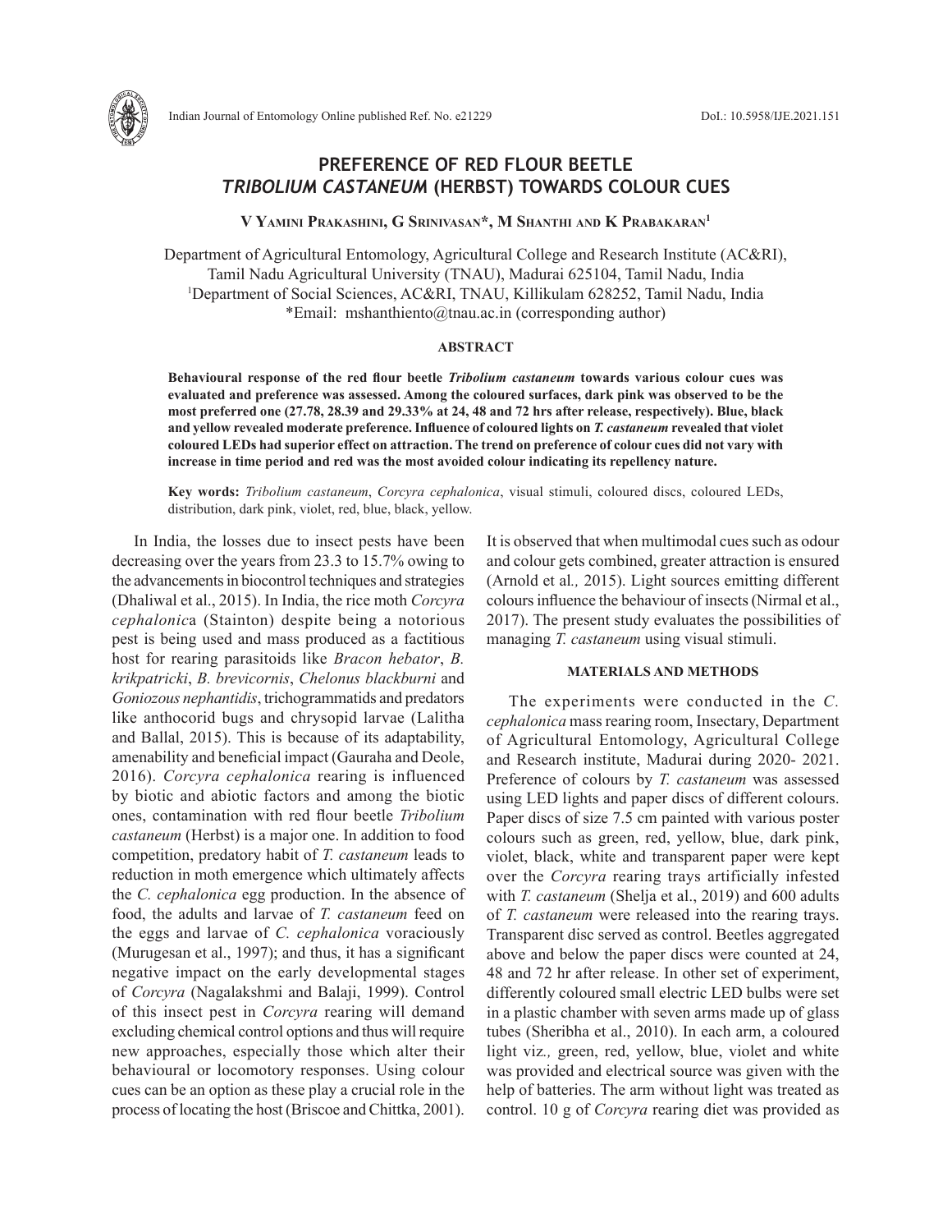# PREFERENCE OF RED FLOUR BEETLE *TRIBOLIUM CASTANEUM* (HERBST) TOWARDS COLOUR CUES

**V Yamini Prakashini, G Srinivasan\*, M Shanthi and K Prabakaran[1]**

Department of Agricultural Entomology, Agricultural College and Research Institute (AC&RI), Tamil Nadu Agricultural University (TNAU), Madurai 625104, Tamil Nadu, India
[1]Department of Social Sciences, AC&RI, TNAU, Killikulam 628252, Tamil Nadu, India
\*Email: mshanthiento@tnau.ac.in (corresponding author)

## ABSTRACT

**Behavioural response of the red flour beetle *Tribolium castaneum* towards various colour cues was evaluated and preference was assessed. Among the coloured surfaces, dark pink was observed to be the most preferred one (27.78, 28.39 and 29.33% at 24, 48 and 72 hrs after release, respectively). Blue, black and yellow revealed moderate preference. Influence of coloured lights on *T. castaneum* revealed that violet coloured LEDs had superior effect on attraction. The trend on preference of colour cues did not vary with increase in time period and red was the most avoided colour indicating its repellency nature.**

**Key words:** *Tribolium castaneum*, *Corcyra cephalonica*, visual stimuli, coloured discs, coloured LEDs, distribution, dark pink, violet, red, blue, black, yellow.

In India, the losses due to insect pests have been decreasing over the years from 23.3 to 15.7% owing to the advancements in biocontrol techniques and strategies (Dhaliwal et al., 2015). In India, the rice moth *Corcyra cephalonica* (Stainton) despite being a notorious pest is being used and mass produced as a factitious host for rearing parasitoids like *Bracon hebator*, *B. krikpatricki*, *B. brevicornis*, *Chelonus blackburni* and *Goniozous nephantidis*, trichogrammatids and predators like anthocorid bugs and chrysopid larvae (Lalitha and Ballal, 2015). This is because of its adaptability, amenability and beneficial impact (Gauraha and Deole, 2016). *Corcyra cephalonica* rearing is influenced by biotic and abiotic factors and among the biotic ones, contamination with red flour beetle *Tribolium castaneum* (Herbst) is a major one. In addition to food competition, predatory habit of *T. castaneum* leads to reduction in moth emergence which ultimately affects the *C. cephalonica* egg production. In the absence of food, the adults and larvae of *T. castaneum* feed on the eggs and larvae of *C. cephalonica* voraciously (Murugesan et al., 1997); and thus, it has a significant negative impact on the early developmental stages of *Corcyra* (Nagalakshmi and Balaji, 1999). Control of this insect pest in *Corcyra* rearing will demand excluding chemical control options and thus will require new approaches, especially those which alter their behavioural or locomotory responses. Using colour cues can be an option as these play a crucial role in the process of locating the host (Briscoe and Chittka, 2001). It is observed that when multimodal cues such as odour and colour gets combined, greater attraction is ensured (Arnold et al*.,* 2015). Light sources emitting different colours influence the behaviour of insects (Nirmal et al., 2017). The present study evaluates the possibilities of managing *T. castaneum* using visual stimuli.

## MATERIALS AND METHODS

The experiments were conducted in the *C. cephalonica* mass rearing room, Insectary, Department of Agricultural Entomology, Agricultural College and Research institute, Madurai during 2020- 2021. Preference of colours by *T. castaneum* was assessed using LED lights and paper discs of different colours. Paper discs of size 7.5 cm painted with various poster colours such as green, red, yellow, blue, dark pink, violet, black, white and transparent paper were kept over the *Corcyra* rearing trays artificially infested with *T. castaneum* (Shelja et al., 2019) and 600 adults of *T. castaneum* were released into the rearing trays. Transparent disc served as control. Beetles aggregated above and below the paper discs were counted at 24, 48 and 72 hr after release. In other set of experiment, differently coloured small electric LED bulbs were set in a plastic chamber with seven arms made up of glass tubes (Sheribha et al., 2010). In each arm, a coloured light viz*.,* green, red, yellow, blue, violet and white was provided and electrical source was given with the help of batteries. The arm without light was treated as control. 10 g of *Corcyra* rearing diet was provided as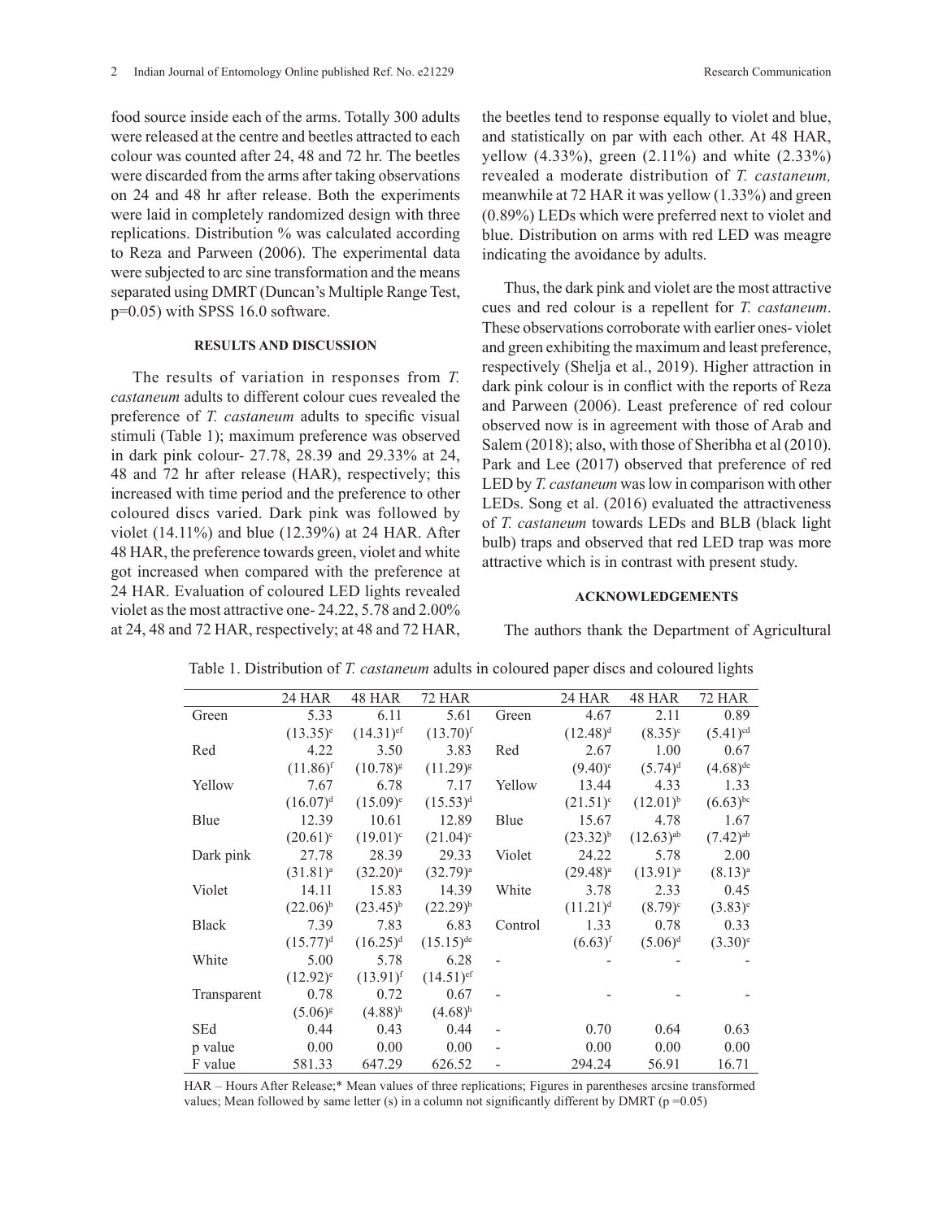food source inside each of the arms. Totally 300 adults were released at the centre and beetles attracted to each colour was counted after 24, 48 and 72 hr. The beetles were discarded from the arms after taking observations on 24 and 48 hr after release. Both the experiments were laid in completely randomized design with three replications. Distribution % was calculated according to Reza and Parween (2006). The experimental data were subjected to arc sine transformation and the means separated using DMRT (Duncan's Multiple Range Test, p=0.05) with SPSS 16.0 software.

## RESULTS AND DISCUSSION

The results of variation in responses from *T. castaneum* adults to different colour cues revealed the preference of *T. castaneum* adults to specific visual stimuli (Table 1); maximum preference was observed in dark pink colour- 27.78, 28.39 and 29.33% at 24, 48 and 72 hr after release (HAR), respectively; this increased with time period and the preference to other coloured discs varied. Dark pink was followed by violet (14.11%) and blue (12.39%) at 24 HAR. After 48 HAR, the preference towards green, violet and white got increased when compared with the preference at 24 HAR. Evaluation of coloured LED lights revealed violet as the most attractive one- 24.22, 5.78 and 2.00% at 24, 48 and 72 HAR, respectively; at 48 and 72 HAR, the beetles tend to response equally to violet and blue, and statistically on par with each other. At 48 HAR, yellow (4.33%), green (2.11%) and white (2.33%) revealed a moderate distribution of *T. castaneum,* meanwhile at 72 HAR it was yellow (1.33%) and green (0.89%) LEDs which were preferred next to violet and blue. Distribution on arms with red LED was meagre indicating the avoidance by adults.

Thus, the dark pink and violet are the most attractive cues and red colour is a repellent for *T. castaneum*. These observations corroborate with earlier ones- violet and green exhibiting the maximum and least preference, respectively (Shelja et al., 2019). Higher attraction in dark pink colour is in conflict with the reports of Reza and Parween (2006). Least preference of red colour observed now is in agreement with those of Arab and Salem (2018); also, with those of Sheribha et al (2010). Park and Lee (2017) observed that preference of red LED by *T. castaneum* was low in comparison with other LEDs. Song et al. (2016) evaluated the attractiveness of *T. castaneum* towards LEDs and BLB (black light bulb) traps and observed that red LED trap was more attractive which is in contrast with present study.

## ACKNOWLEDGEMENTS

The authors thank the Department of Agricultural

Table 1. Distribution of *T. castaneum* adults in coloured paper discs and coloured lights

| | 24 HAR | 48 HAR | 72 HAR | | 24 HAR | 48 HAR | 72 HAR |
|---|---|---|---|---|---|---|---|
| Green | 5.33 | 6.11 | 5.61 | Green | 4.67 | 2.11 | 0.89 |
| | (13.35)[e] | (14.31)[ef] | (13.70)[f] | | (12.48)[d] | (8.35)[c] | (5.41)[cd] |
| Red | 4.22 | 3.50 | 3.83 | Red | 2.67 | 1.00 | 0.67 |
| | (11.86)[f] | (10.78)[g] | (11.29)[g] | | (9.40)[e] | (5.74)[d] | (4.68)[de] |
| Yellow | 7.67 | 6.78 | 7.17 | Yellow | 13.44 | 4.33 | 1.33 |
| | (16.07)[d] | (15.09)[e] | (15.53)[d] | | (21.51)[c] | (12.01)[b] | (6.63)[bc] |
| Blue | 12.39 | 10.61 | 12.89 | Blue | 15.67 | 4.78 | 1.67 |
| | (20.61)[c] | (19.01)[c] | (21.04)[c] | | (23.32)[b] | (12.63)[ab] | (7.42)[ab] |
| Dark pink | 27.78 | 28.39 | 29.33 | Violet | 24.22 | 5.78 | 2.00 |
| | (31.81)[a] | (32.20)[a] | (32.79)[a] | | (29.48)[a] | (13.91)[a] | (8.13)[a] |
| Violet | 14.11 | 15.83 | 14.39 | White | 3.78 | 2.33 | 0.45 |
| | (22.06)[b] | (23.45)[b] | (22.29)[b] | | (11.21)[d] | (8.79)[c] | (3.83)[e] |
| Black | 7.39 | 7.83 | 6.83 | Control | 1.33 | 0.78 | 0.33 |
| | (15.77)[d] | (16.25)[d] | (15.15)[de] | | (6.63)[f] | (5.06)[d] | (3.30)[e] |
| White | 5.00 | 5.78 | 6.28 | - | - | - | - |
| | (12.92)[e] | (13.91)[f] | (14.51)[ef] | | | | |
| Transparent | 0.78 | 0.72 | 0.67 | - | - | - | - |
| | (5.06)[g] | (4.88)[h] | (4.68)[h] | | | | |
| SEd | 0.44 | 0.43 | 0.44 | - | 0.70 | 0.64 | 0.63 |
| p value | 0.00 | 0.00 | 0.00 | - | 0.00 | 0.00 | 0.00 |
| F value | 581.33 | 647.29 | 626.52 | - | 294.24 | 56.91 | 16.71 |

HAR – Hours After Release;* Mean values of three replications; Figures in parentheses arcsine transformed values; Mean followed by same letter (s) in a column not significantly different by DMRT (p =0.05)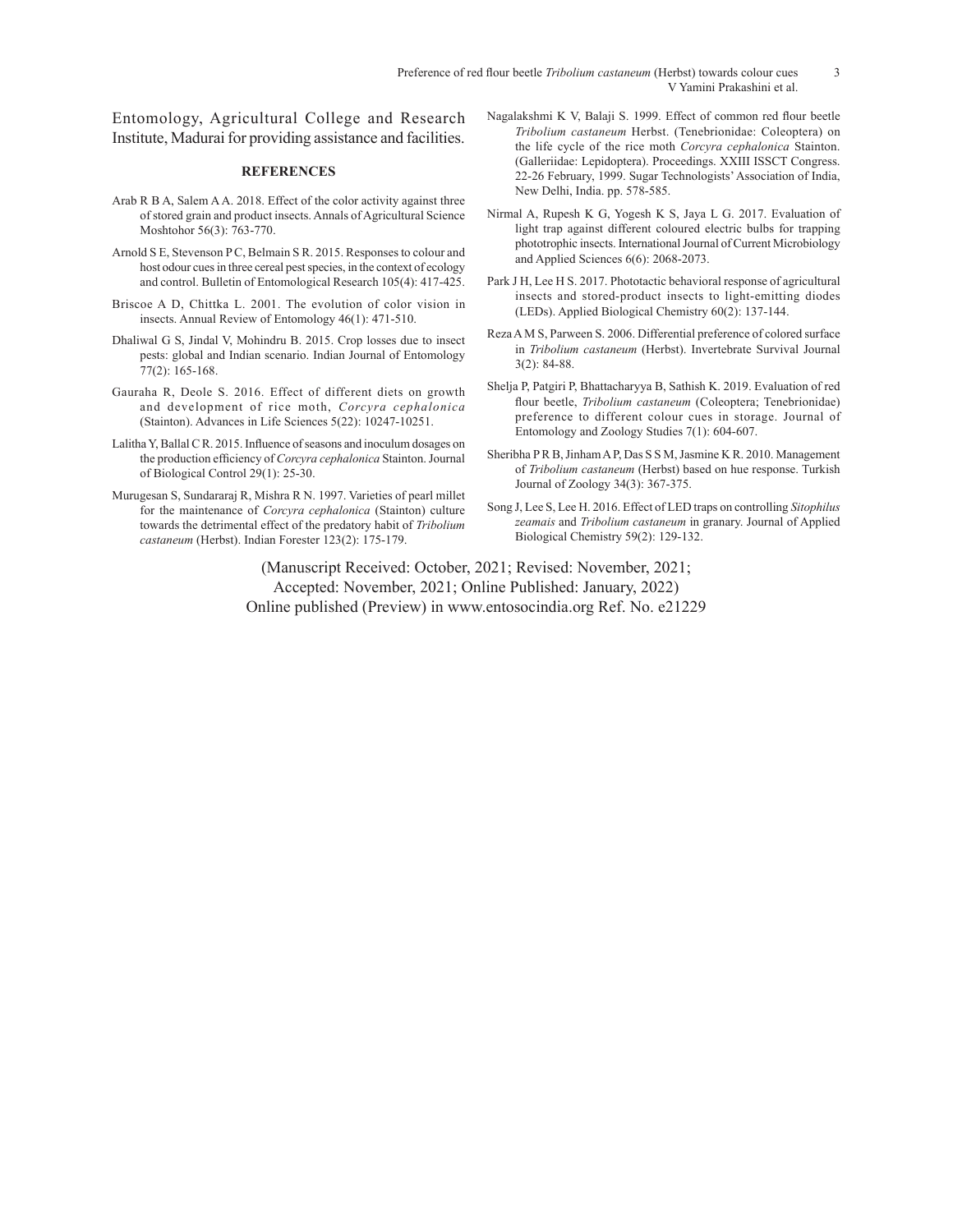Entomology, Agricultural College and Research Institute, Madurai for providing assistance and facilities.

## REFERENCES

Arab R B A, Salem A A. 2018. Effect of the color activity against three of stored grain and product insects. Annals of Agricultural Science Moshtohor 56(3): 763-770.

Arnold S E, Stevenson P C, Belmain S R. 2015. Responses to colour and host odour cues in three cereal pest species, in the context of ecology and control. Bulletin of Entomological Research 105(4): 417-425.

Briscoe A D, Chittka L. 2001. The evolution of color vision in insects. Annual Review of Entomology 46(1): 471-510.

Dhaliwal G S, Jindal V, Mohindru B. 2015. Crop losses due to insect pests: global and Indian scenario. Indian Journal of Entomology 77(2): 165-168.

Gauraha R, Deole S. 2016. Effect of different diets on growth and development of rice moth, *Corcyra cephalonica* (Stainton). Advances in Life Sciences 5(22): 10247-10251.

Lalitha Y, Ballal C R. 2015. Influence of seasons and inoculum dosages on the production efficiency of *Corcyra cephalonica* Stainton. Journal of Biological Control 29(1): 25-30.

Murugesan S, Sundararaj R, Mishra R N. 1997. Varieties of pearl millet for the maintenance of *Corcyra cephalonica* (Stainton) culture towards the detrimental effect of the predatory habit of *Tribolium castaneum* (Herbst). Indian Forester 123(2): 175-179.

Nagalakshmi K V, Balaji S. 1999. Effect of common red flour beetle *Tribolium castaneum* Herbst. (Tenebrionidae: Coleoptera) on the life cycle of the rice moth *Corcyra cephalonica* Stainton. (Galleriidae: Lepidoptera). Proceedings. XXIII ISSCT Congress. 22-26 February, 1999. Sugar Technologists' Association of India, New Delhi, India. pp. 578-585.

Nirmal A, Rupesh K G, Yogesh K S, Jaya L G. 2017. Evaluation of light trap against different coloured electric bulbs for trapping phototrophic insects. International Journal of Current Microbiology and Applied Sciences 6(6): 2068-2073.

Park J H, Lee H S. 2017. Phototactic behavioral response of agricultural insects and stored-product insects to light-emitting diodes (LEDs). Applied Biological Chemistry 60(2): 137-144.

Reza A M S, Parween S. 2006. Differential preference of colored surface in *Tribolium castaneum* (Herbst). Invertebrate Survival Journal 3(2): 84-88.

Shelja P, Patgiri P, Bhattacharyya B, Sathish K. 2019. Evaluation of red flour beetle, *Tribolium castaneum* (Coleoptera; Tenebrionidae) preference to different colour cues in storage. Journal of Entomology and Zoology Studies 7(1): 604-607.

Sheribha P R B, Jinham A P, Das S S M, Jasmine K R. 2010. Management of *Tribolium castaneum* (Herbst) based on hue response. Turkish Journal of Zoology 34(3): 367-375.

Song J, Lee S, Lee H. 2016. Effect of LED traps on controlling *Sitophilus zeamais* and *Tribolium castaneum* in granary. Journal of Applied Biological Chemistry 59(2): 129-132.

(Manuscript Received: October, 2021; Revised: November, 2021; Accepted: November, 2021; Online Published: January, 2022)
Online published (Preview) in www.entosocindia.org Ref. No. e21229